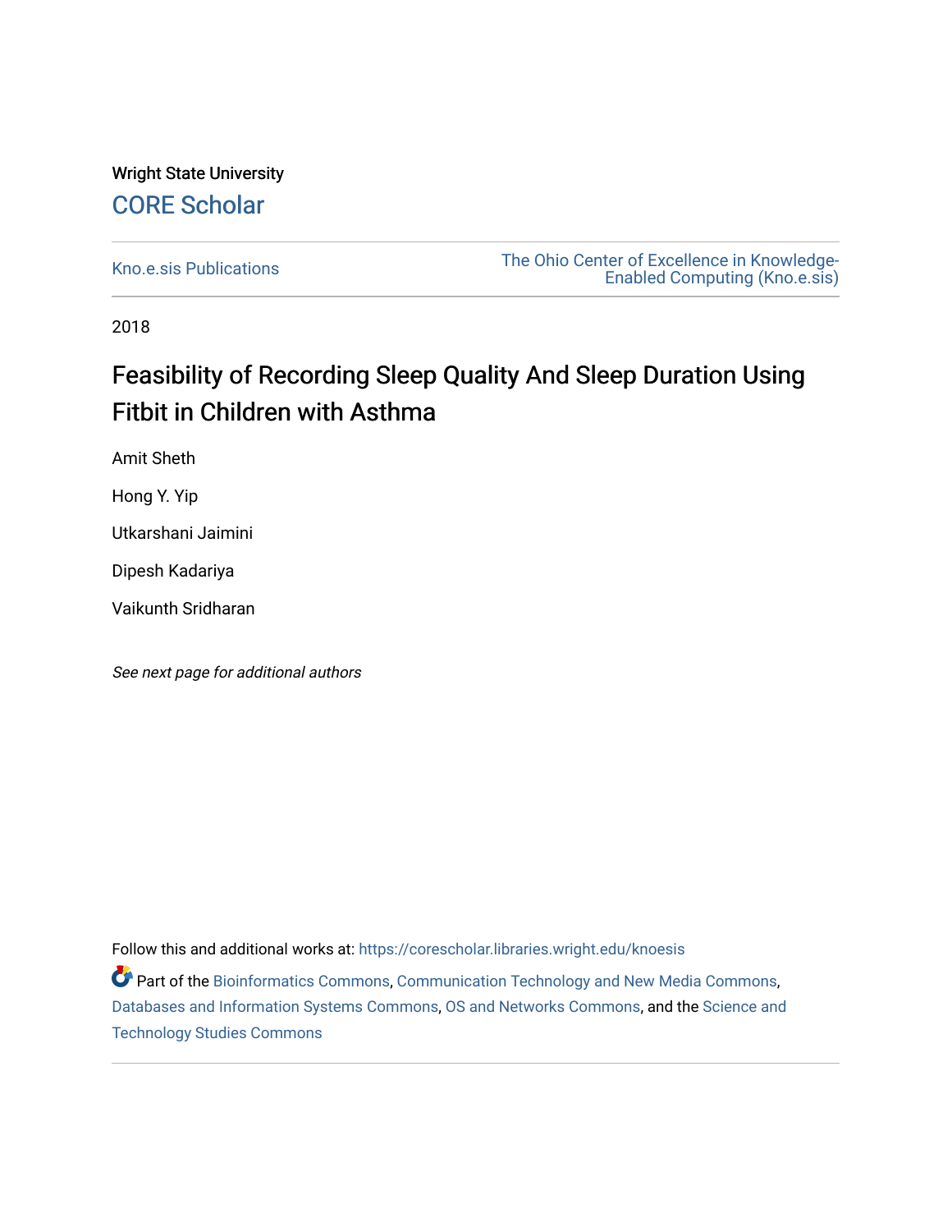Wright State University

CORE Scholar

Kno.e.sis Publications

The Ohio Center of Excellence in Knowledge-Enabled Computing (Kno.e.sis)

2018

# Feasibility of Recording Sleep Quality And Sleep Duration Using Fitbit in Children with Asthma

Amit Sheth

Hong Y. Yip

Utkarshani Jaimini

Dipesh Kadariya

Vaikunth Sridharan

*See next page for additional authors*

Follow this and additional works at: https://corescholar.libraries.wright.edu/knoesis

Part of the Bioinformatics Commons, Communication Technology and New Media Commons, Databases and Information Systems Commons, OS and Networks Commons, and the Science and Technology Studies Commons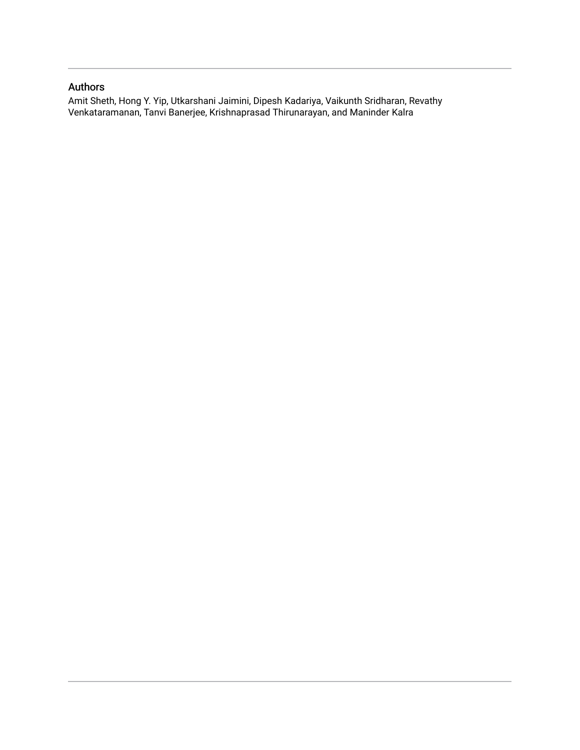## Authors

Amit Sheth, Hong Y. Yip, Utkarshani Jaimini, Dipesh Kadariya, Vaikunth Sridharan, Revathy Venkataramanan, Tanvi Banerjee, Krishnaprasad Thirunarayan, and Maninder Kalra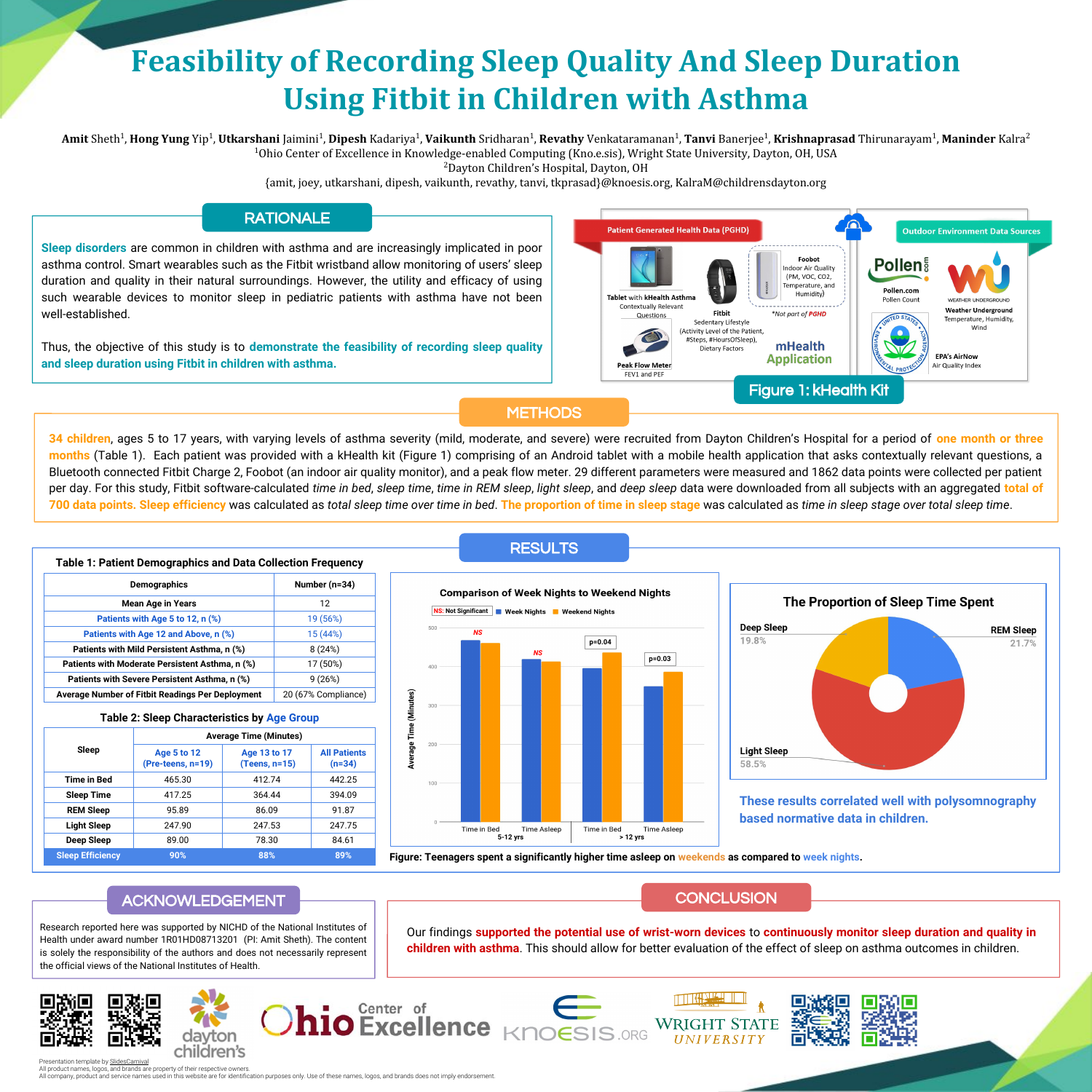# Feasibility of Recording Sleep Quality And Sleep Duration Using Fitbit in Children with Asthma

**Amit** Sheth[1], **Hong Yung** Yip[1], **Utkarshani** Jaimini[1], **Dipesh** Kadariya[1], **Vaikunth** Sridharan[1], **Revathy** Venkataramanan[1], **Tanvi** Banerjee[1], **Krishnaprasad** Thirunarayam[1], **Maninder** Kalra[2]

[1]Ohio Center of Excellence in Knowledge-enabled Computing (Kno.e.sis), Wright State University, Dayton, OH, USA

[2]Dayton Children's Hospital, Dayton, OH

{amit, joey, utkarshani, dipesh, vaikunth, revathy, tanvi, tkprasad}@knoesis.org, KalraM@childrensdayton.org

## RATIONALE

**Sleep disorders** are common in children with asthma and are increasingly implicated in poor asthma control. Smart wearables such as the Fitbit wristband allow monitoring of users' sleep duration and quality in their natural surroundings. However, the utility and efficacy of using such wearable devices to monitor sleep in pediatric patients with asthma have not been well-established.

Thus, the objective of this study is to **demonstrate the feasibility of recording sleep quality and sleep duration using Fitbit in children with asthma.**

Patient Generated Health Data (PGHD)

Tablet with kHealth Asthma Contextually Relevant Questions

Fitbit Sedentary Lifestyle (Activity Level of the Patient, #Steps, #HoursOfSleep), Dietary Factors

Foobot Indoor Air Quality (PM, VOC, CO2, Temperature, and Humidity)

*Not part of PGHD

Peak Flow Meter FEV1 and PEF

mHealth Application

Outdoor Environment Data Sources

Pollen.com Pollen Count

Weather Underground Temperature, Humidity, Wind

EPA's AirNow Air Quality Index

**Figure 1: kHealth Kit**

## METHODS

**34 children**, ages 5 to 17 years, with varying levels of asthma severity (mild, moderate, and severe) were recruited from Dayton Children's Hospital for a period of **one month or three months** (Table 1). Each patient was provided with a kHealth kit (Figure 1) comprising of an Android tablet with a mobile health application that asks contextually relevant questions, a Bluetooth connected Fitbit Charge 2, Foobot (an indoor air quality monitor), and a peak flow meter. 29 different parameters were measured and 1862 data points were collected per patient per day. For this study, Fitbit software-calculated *time in bed*, *sleep time*, *time in REM sleep*, *light sleep*, and *deep sleep* data were downloaded from all subjects with an aggregated **total of 700 data points. Sleep efficiency** was calculated as *total sleep time over time in bed*. **The proportion of time in sleep stage** was calculated as *time in sleep stage over total sleep time*.

## RESULTS

**Table 1: Patient Demographics and Data Collection Frequency**

| Demographics | Number (n=34) |
|---|---|
| Mean Age in Years | 12 |
| Patients with Age 5 to 12, n (%) | 19 (56%) |
| Patients with Age 12 and Above, n (%) | 15 (44%) |
| Patients with Mild Persistent Asthma, n (%) | 8 (24%) |
| Patients with Moderate Persistent Asthma, n (%) | 17 (50%) |
| Patients with Severe Persistent Asthma, n (%) | 9 (26%) |
| Average Number of Fitbit Readings Per Deployment | 20 (67% Compliance) |

**Table 2: Sleep Characteristics by Age Group**

| Sleep | Average Time (Minutes) | | |
|---|---|---|---|
| | Age 5 to 12 (Pre-teens, n=19) | Age 13 to 17 (Teens, n=15) | All Patients (n=34) |
| Time in Bed | 465.30 | 412.74 | 442.25 |
| Sleep Time | 417.25 | 364.44 | 394.09 |
| REM Sleep | 95.89 | 86.09 | 91.87 |
| Light Sleep | 247.90 | 247.53 | 247.75 |
| Deep Sleep | 89.00 | 78.30 | 84.61 |
| Sleep Efficiency | 90% | 88% | 89% |

Comparison of Week Nights to Weekend Nights

NS: Not Significant ■ Week Nights ■ Weekend Nights

Average Time (Minutes)

500, 400, 300, 200, 100, 0

NS, NS, p=0.04, p=0.03

Time in Bed, Time Asleep — 5-12 yrs; Time in Bed, Time Asleep — > 12 yrs

**Figure: Teenagers spent a significantly higher time asleep on weekends as compared to week nights.**

The Proportion of Sleep Time Spent

Deep Sleep 19.8%

REM Sleep 21.7%

Light Sleep 58.5%

**These results correlated well with polysomnography based normative data in children.**

## ACKNOWLEDGEMENT

Research reported here was supported by NICHD of the National Institutes of Health under award number 1R01HD08713201 (PI: Amit Sheth). The content is solely the responsibility of the authors and does not necessarily represent the official views of the National Institutes of Health.

## CONCLUSION

Our findings **supported the potential use of wrist-worn devices** to **continuously monitor sleep duration and quality in children with asthma**. This should allow for better evaluation of the effect of sleep on asthma outcomes in children.

Presentation template by SlidesCarnival

All product names, logos, and brands are property of their respective owners.

All company, product and service names used in this website are for identification purposes only. Use of these names, logos, and brands does not imply endorsement.